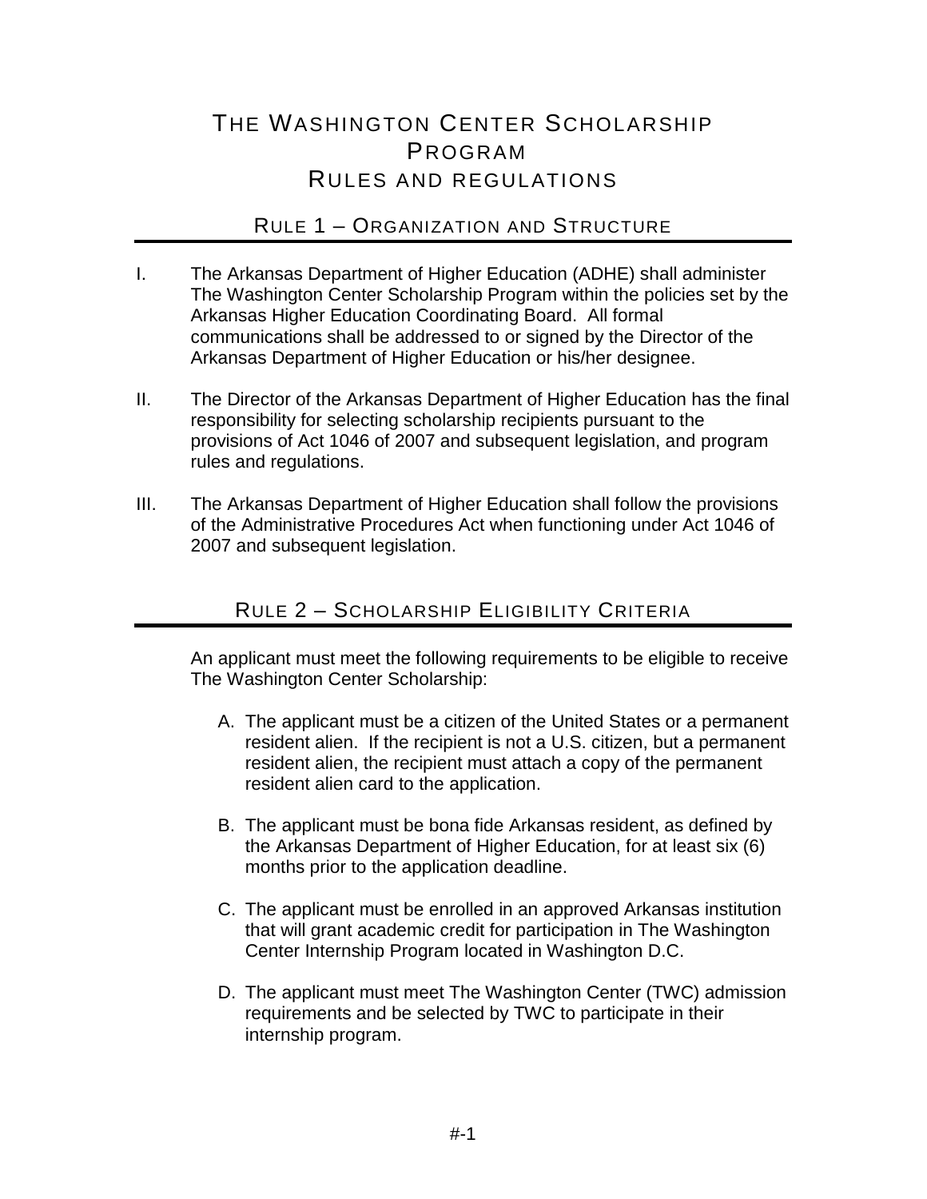# The Washington Center Scholarship Program Rules and Regulations

## Rule 1 – Organization and Structure

I. The Arkansas Department of Higher Education (ADHE) shall administer The Washington Center Scholarship Program within the policies set by the Arkansas Higher Education Coordinating Board. All formal communications shall be addressed to or signed by the Director of the Arkansas Department of Higher Education or his/her designee.

II. The Director of the Arkansas Department of Higher Education has the final responsibility for selecting scholarship recipients pursuant to the provisions of Act 1046 of 2007 and subsequent legislation, and program rules and regulations.

III. The Arkansas Department of Higher Education shall follow the provisions of the Administrative Procedures Act when functioning under Act 1046 of 2007 and subsequent legislation.

## Rule 2 – Scholarship Eligibility Criteria

An applicant must meet the following requirements to be eligible to receive The Washington Center Scholarship:

A. The applicant must be a citizen of the United States or a permanent resident alien. If the recipient is not a U.S. citizen, but a permanent resident alien, the recipient must attach a copy of the permanent resident alien card to the application.

B. The applicant must be bona fide Arkansas resident, as defined by the Arkansas Department of Higher Education, for at least six (6) months prior to the application deadline.

C. The applicant must be enrolled in an approved Arkansas institution that will grant academic credit for participation in The Washington Center Internship Program located in Washington D.C.

D. The applicant must meet The Washington Center (TWC) admission requirements and be selected by TWC to participate in their internship program.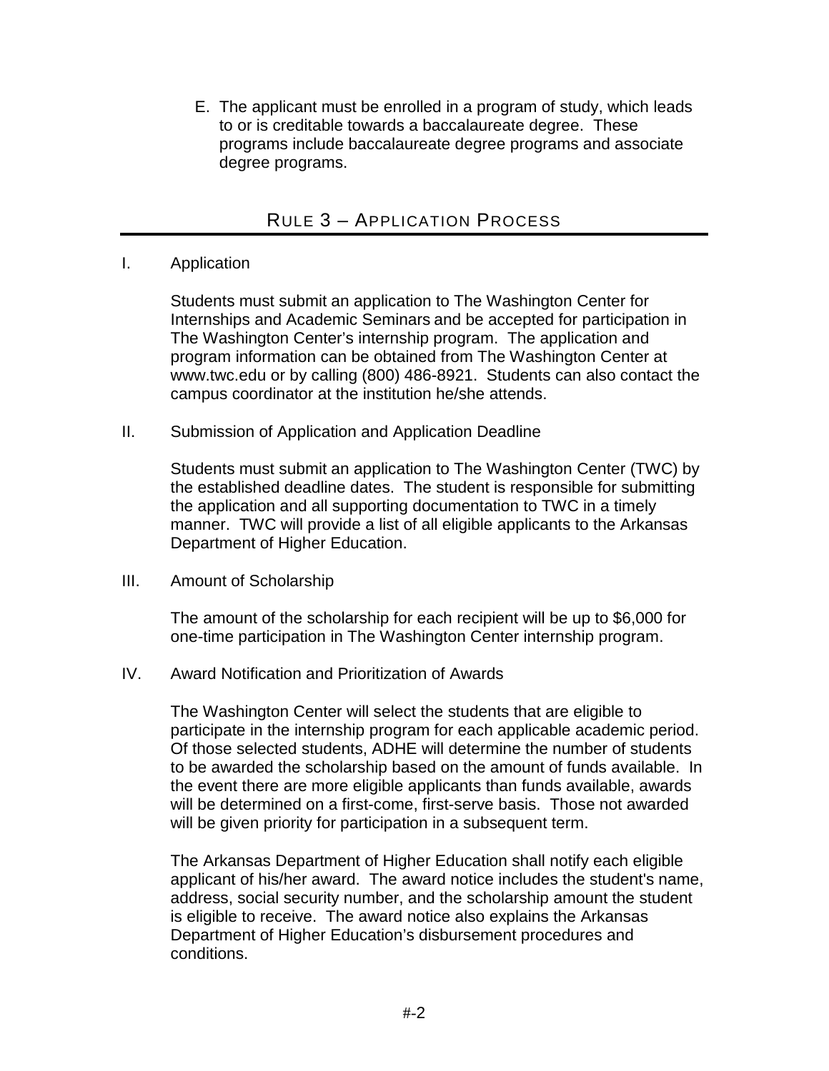E. The applicant must be enrolled in a program of study, which leads to or is creditable towards a baccalaureate degree. These programs include baccalaureate degree programs and associate degree programs.

## RULE 3 – APPLICATION PROCESS

I. Application

Students must submit an application to The Washington Center for Internships and Academic Seminars and be accepted for participation in The Washington Center's internship program. The application and program information can be obtained from The Washington Center at www.twc.edu or by calling (800) 486-8921. Students can also contact the campus coordinator at the institution he/she attends.

II. Submission of Application and Application Deadline

Students must submit an application to The Washington Center (TWC) by the established deadline dates. The student is responsible for submitting the application and all supporting documentation to TWC in a timely manner. TWC will provide a list of all eligible applicants to the Arkansas Department of Higher Education.

III. Amount of Scholarship

The amount of the scholarship for each recipient will be up to $6,000 for one-time participation in The Washington Center internship program.

IV. Award Notification and Prioritization of Awards

The Washington Center will select the students that are eligible to participate in the internship program for each applicable academic period. Of those selected students, ADHE will determine the number of students to be awarded the scholarship based on the amount of funds available. In the event there are more eligible applicants than funds available, awards will be determined on a first-come, first-serve basis. Those not awarded will be given priority for participation in a subsequent term.

The Arkansas Department of Higher Education shall notify each eligible applicant of his/her award. The award notice includes the student's name, address, social security number, and the scholarship amount the student is eligible to receive. The award notice also explains the Arkansas Department of Higher Education's disbursement procedures and conditions.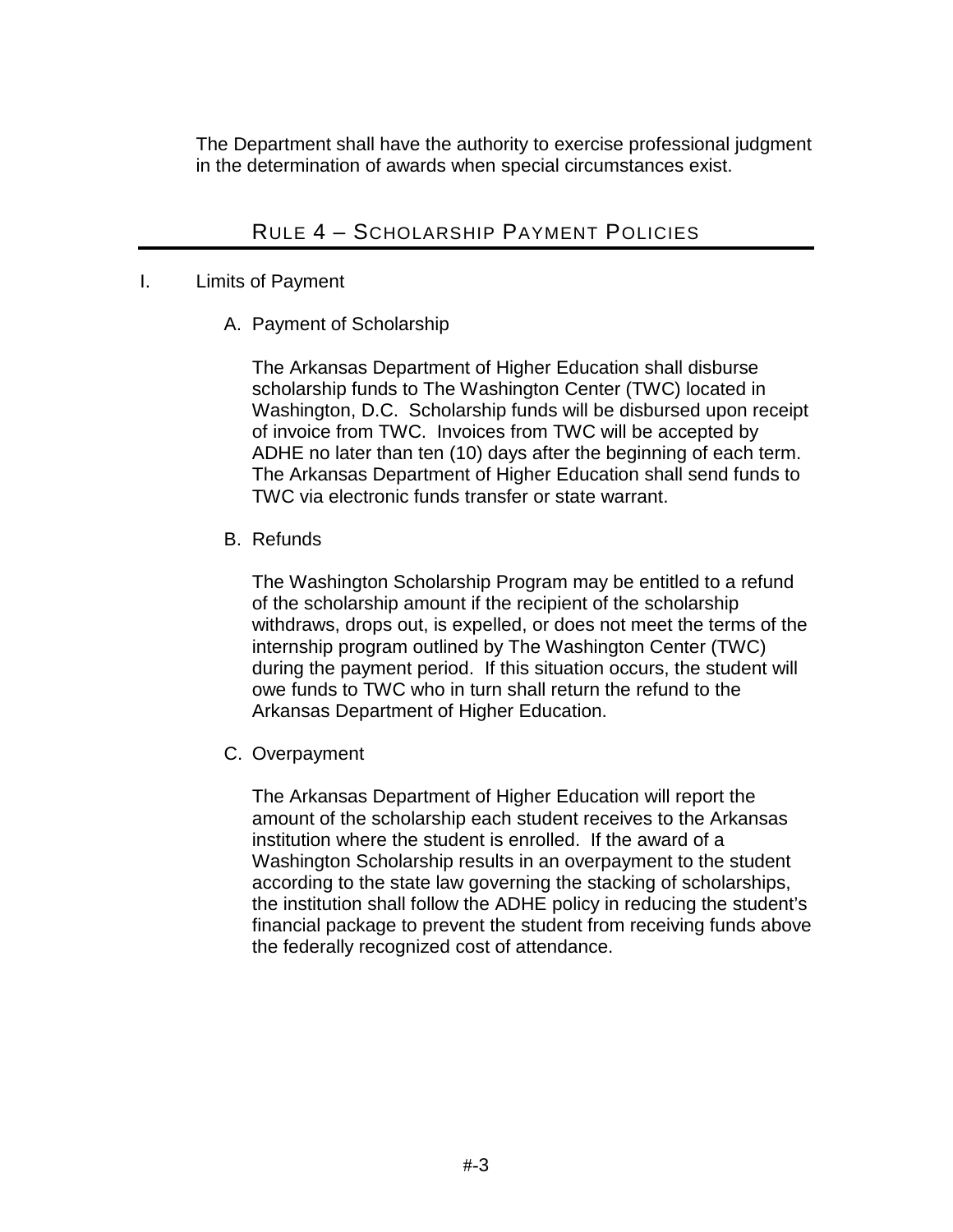The Department shall have the authority to exercise professional judgment in the determination of awards when special circumstances exist.

## RULE 4 – SCHOLARSHIP PAYMENT POLICIES

I. Limits of Payment

A. Payment of Scholarship

The Arkansas Department of Higher Education shall disburse scholarship funds to The Washington Center (TWC) located in Washington, D.C. Scholarship funds will be disbursed upon receipt of invoice from TWC. Invoices from TWC will be accepted by ADHE no later than ten (10) days after the beginning of each term. The Arkansas Department of Higher Education shall send funds to TWC via electronic funds transfer or state warrant.

B. Refunds

The Washington Scholarship Program may be entitled to a refund of the scholarship amount if the recipient of the scholarship withdraws, drops out, is expelled, or does not meet the terms of the internship program outlined by The Washington Center (TWC) during the payment period. If this situation occurs, the student will owe funds to TWC who in turn shall return the refund to the Arkansas Department of Higher Education.

C. Overpayment

The Arkansas Department of Higher Education will report the amount of the scholarship each student receives to the Arkansas institution where the student is enrolled. If the award of a Washington Scholarship results in an overpayment to the student according to the state law governing the stacking of scholarships, the institution shall follow the ADHE policy in reducing the student's financial package to prevent the student from receiving funds above the federally recognized cost of attendance.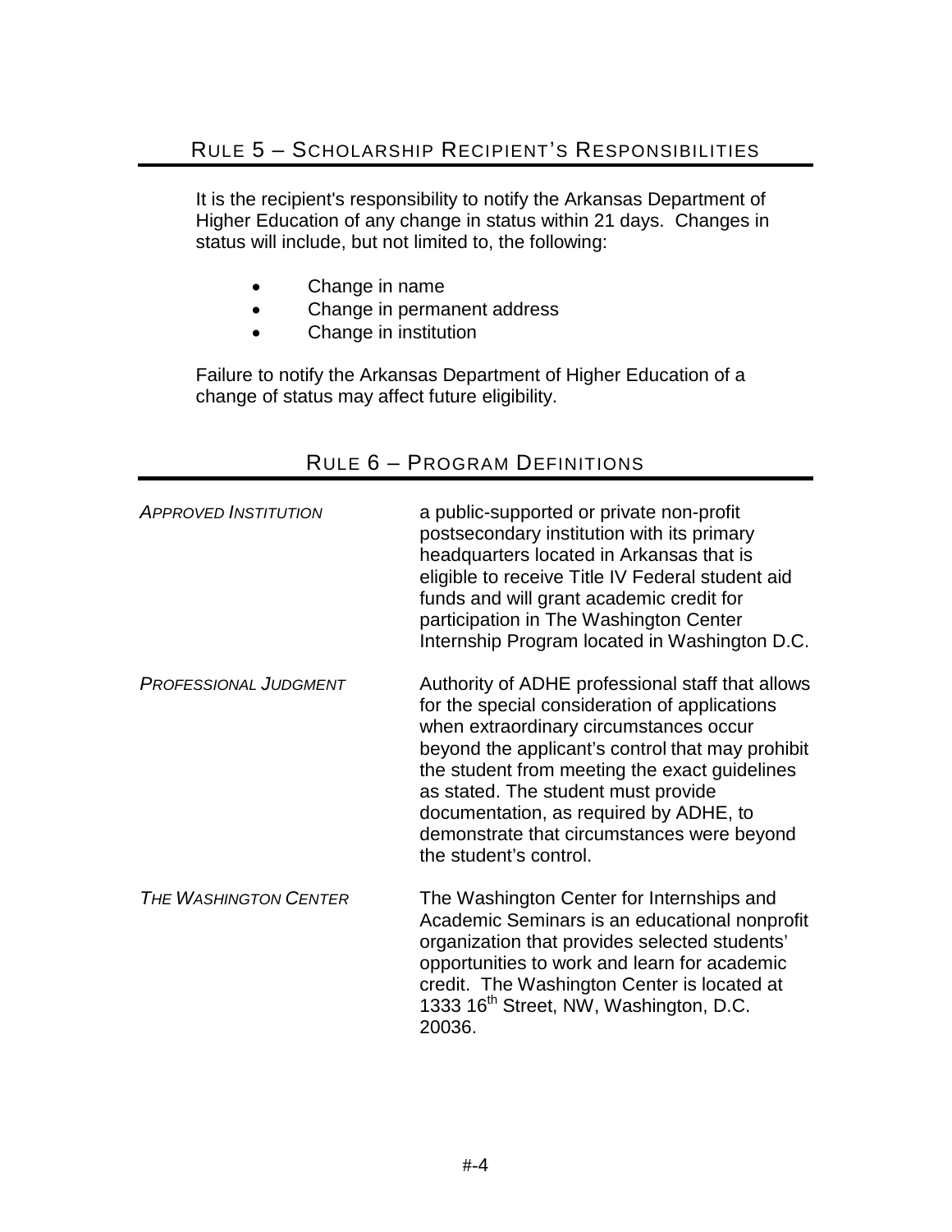## RULE 5 – SCHOLARSHIP RECIPIENT'S RESPONSIBILITIES

It is the recipient's responsibility to notify the Arkansas Department of Higher Education of any change in status within 21 days. Changes in status will include, but not limited to, the following:

- Change in name
- Change in permanent address
- Change in institution

Failure to notify the Arkansas Department of Higher Education of a change of status may affect future eligibility.

## RULE 6 – PROGRAM DEFINITIONS

| | |
|---|---|
| *APPROVED INSTITUTION* | a public-supported or private non-profit postsecondary institution with its primary headquarters located in Arkansas that is eligible to receive Title IV Federal student aid funds and will grant academic credit for participation in The Washington Center Internship Program located in Washington D.C. |
| *PROFESSIONAL JUDGMENT* | Authority of ADHE professional staff that allows for the special consideration of applications when extraordinary circumstances occur beyond the applicant's control that may prohibit the student from meeting the exact guidelines as stated. The student must provide documentation, as required by ADHE, to demonstrate that circumstances were beyond the student's control. |
| *THE WASHINGTON CENTER* | The Washington Center for Internships and Academic Seminars is an educational nonprofit organization that provides selected students' opportunities to work and learn for academic credit. The Washington Center is located at 1333 16th Street, NW, Washington, D.C. 20036. |